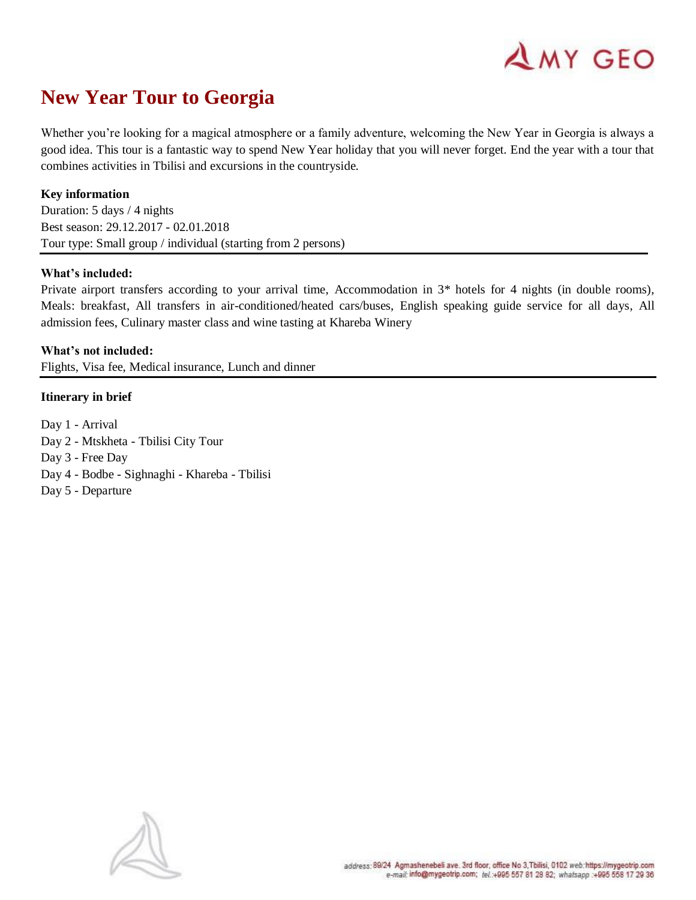# New Year Tour to Georgia

Whether you're looking for a magical atmosphere or a family adventure, welcoming the New Year in Georgia is always a good idea. This tour is a fantastic way to spend New Year holiday that you will never forget. End the year with a tour that combines activities in Tbilisi and excursions in the countryside.

**Key information**

Duration: 5 days / 4 nights
Best season: 29.12.2017 - 02.01.2018
Tour type: Small group / individual (starting from 2 persons)

**What's included:**

Private airport transfers according to your arrival time, Accommodation in 3* hotels for 4 nights (in double rooms), Meals: breakfast, All transfers in air-conditioned/heated cars/buses, English speaking guide service for all days, All admission fees, Culinary master class and wine tasting at Khareba Winery

**What's not included:**

Flights, Visa fee, Medical insurance, Lunch and dinner

**Itinerary in brief**

Day 1 - Arrival
Day 2 - Mtskheta - Tbilisi City Tour
Day 3 - Free Day
Day 4 - Bodbe - Sighnaghi - Khareba - Tbilisi
Day 5 - Departure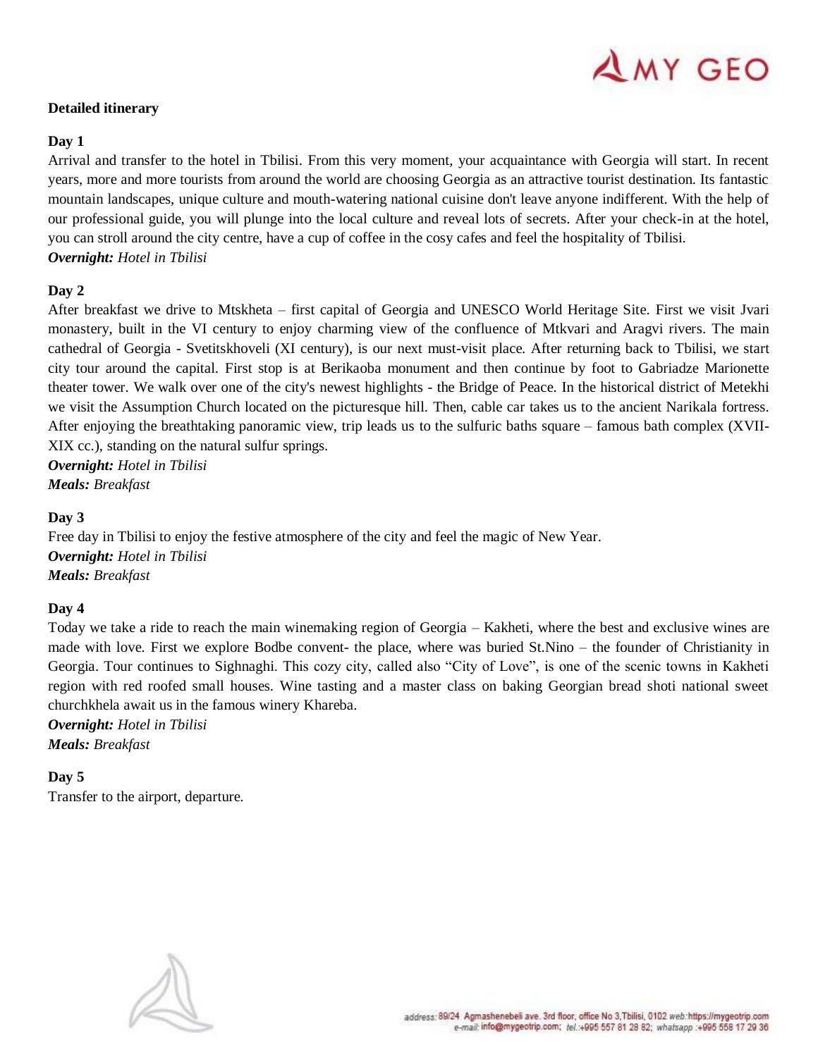**Detailed itinerary**

**Day 1**

Arrival and transfer to the hotel in Tbilisi. From this very moment, your acquaintance with Georgia will start. In recent years, more and more tourists from around the world are choosing Georgia as an attractive tourist destination. Its fantastic mountain landscapes, unique culture and mouth-watering national cuisine don't leave anyone indifferent. With the help of our professional guide, you will plunge into the local culture and reveal lots of secrets. After your check-in at the hotel, you can stroll around the city centre, have a cup of coffee in the cosy cafes and feel the hospitality of Tbilisi.

***Overnight:*** *Hotel in Tbilisi*

**Day 2**

After breakfast we drive to Mtskheta – first capital of Georgia and UNESCO World Heritage Site. First we visit Jvari monastery, built in the VI century to enjoy charming view of the confluence of Mtkvari and Aragvi rivers. The main cathedral of Georgia - Svetitskhoveli (XI century), is our next must-visit place. After returning back to Tbilisi, we start city tour around the capital. First stop is at Berikaoba monument and then continue by foot to Gabriadze Marionette theater tower. We walk over one of the city's newest highlights - the Bridge of Peace. In the historical district of Metekhi we visit the Assumption Church located on the picturesque hill. Then, cable car takes us to the ancient Narikala fortress. After enjoying the breathtaking panoramic view, trip leads us to the sulfuric baths square – famous bath complex (XVII-XIX cc.), standing on the natural sulfur springs.

***Overnight:*** *Hotel in Tbilisi*

***Meals:*** *Breakfast*

**Day 3**

Free day in Tbilisi to enjoy the festive atmosphere of the city and feel the magic of New Year.

***Overnight:*** *Hotel in Tbilisi*

***Meals:*** *Breakfast*

**Day 4**

Today we take a ride to reach the main winemaking region of Georgia – Kakheti, where the best and exclusive wines are made with love. First we explore Bodbe convent- the place, where was buried St.Nino – the founder of Christianity in Georgia. Tour continues to Sighnaghi. This cozy city, called also "City of Love", is one of the scenic towns in Kakheti region with red roofed small houses. Wine tasting and a master class on baking Georgian bread shoti national sweet churchkhela await us in the famous winery Khareba.

***Overnight:*** *Hotel in Tbilisi*

***Meals:*** *Breakfast*

**Day 5**

Transfer to the airport, departure.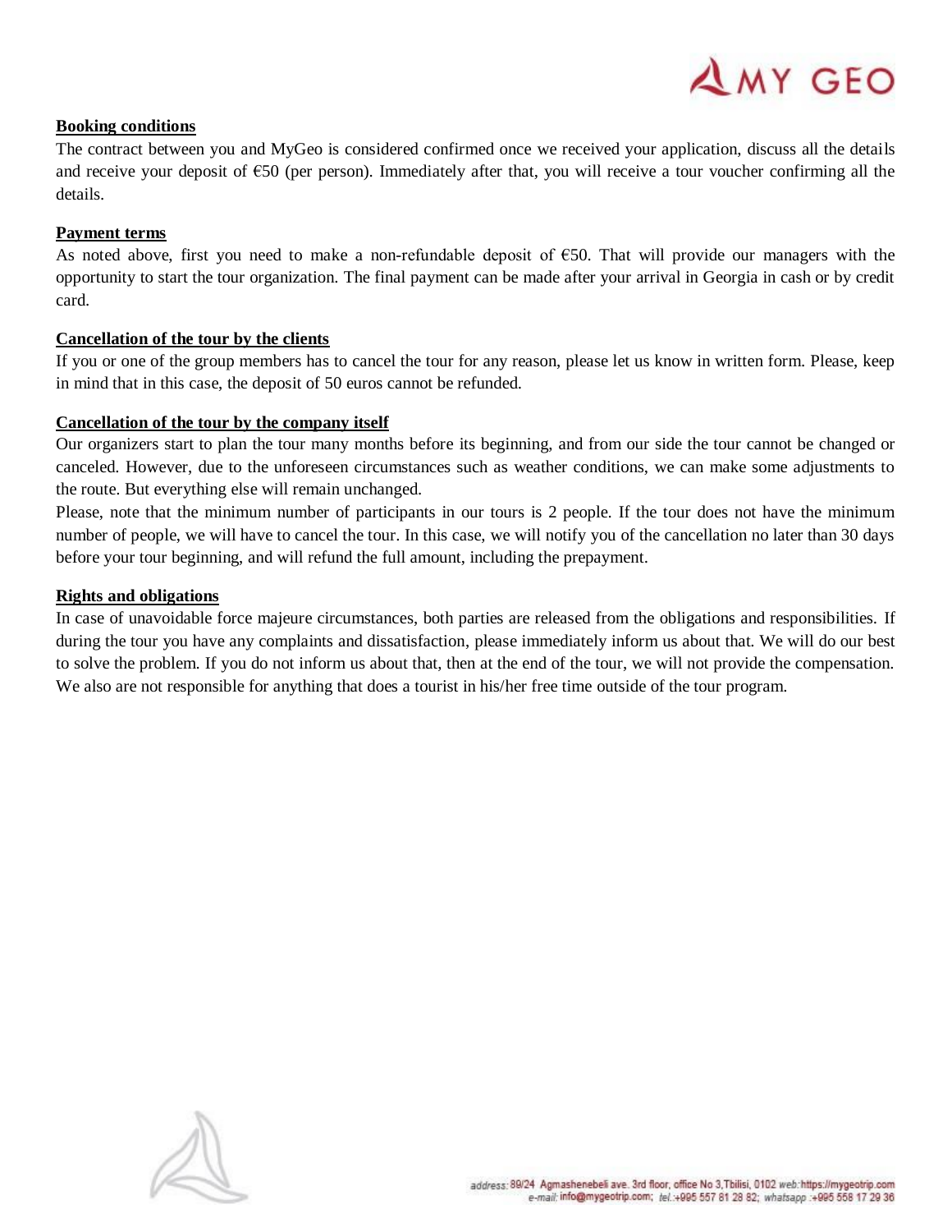**Booking conditions**

The contract between you and MyGeo is considered confirmed once we received your application, discuss all the details and receive your deposit of €50 (per person). Immediately after that, you will receive a tour voucher confirming all the details.

**Payment terms**

As noted above, first you need to make a non-refundable deposit of €50. That will provide our managers with the opportunity to start the tour organization. The final payment can be made after your arrival in Georgia in cash or by credit card.

**Cancellation of the tour by the clients**

If you or one of the group members has to cancel the tour for any reason, please let us know in written form. Please, keep in mind that in this case, the deposit of 50 euros cannot be refunded.

**Cancellation of the tour by the company itself**

Our organizers start to plan the tour many months before its beginning, and from our side the tour cannot be changed or canceled. However, due to the unforeseen circumstances such as weather conditions, we can make some adjustments to the route. But everything else will remain unchanged.

Please, note that the minimum number of participants in our tours is 2 people. If the tour does not have the minimum number of people, we will have to cancel the tour. In this case, we will notify you of the cancellation no later than 30 days before your tour beginning, and will refund the full amount, including the prepayment.

**Rights and obligations**

In case of unavoidable force majeure circumstances, both parties are released from the obligations and responsibilities. If during the tour you have any complaints and dissatisfaction, please immediately inform us about that. We will do our best to solve the problem. If you do not inform us about that, then at the end of the tour, we will not provide the compensation. We also are not responsible for anything that does a tourist in his/her free time outside of the tour program.